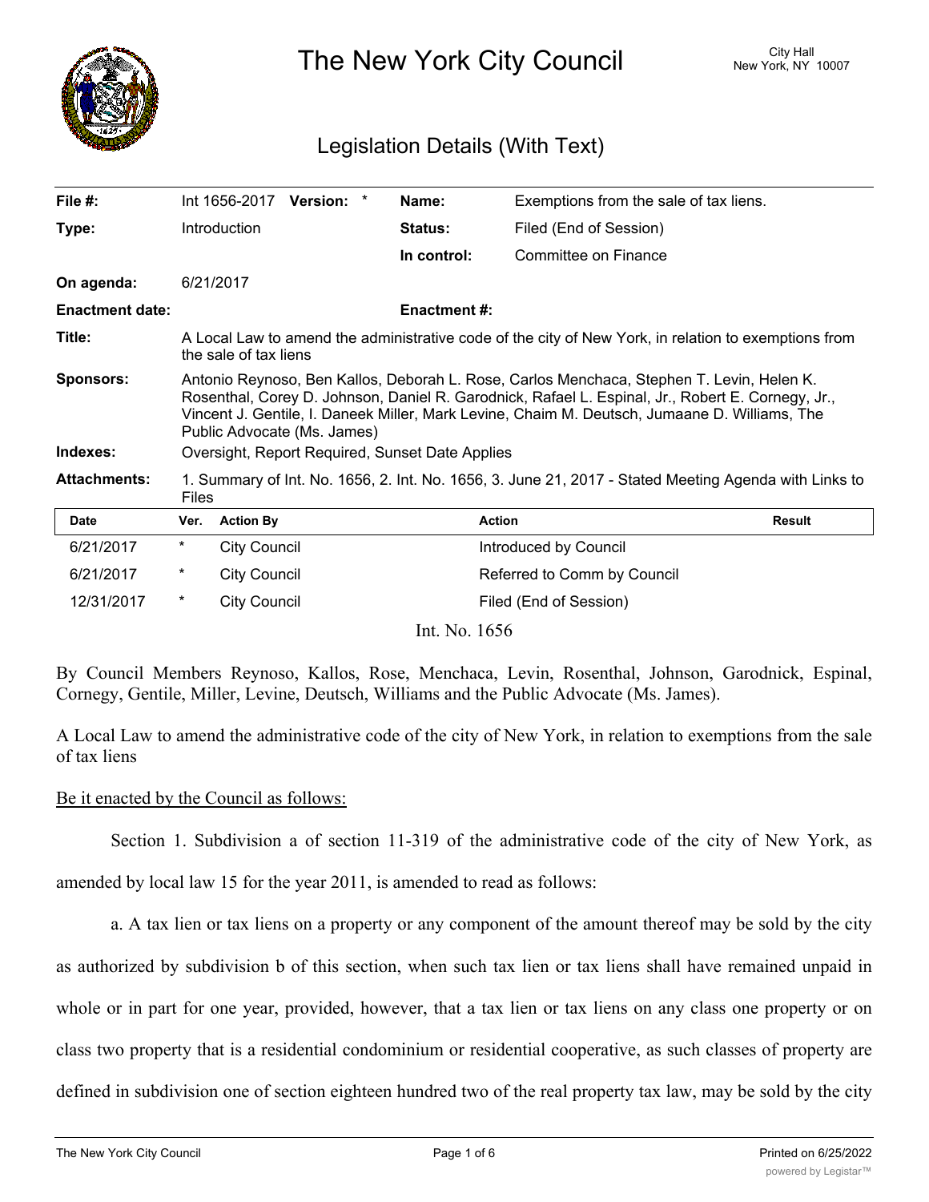# The New York City Council

City Hall
New York, NY 10007

## Legislation Details (With Text)

| | | | |
|---|---|---|---|
| **File #:** | Int 1656-2017 **Version:** * | **Name:** | Exemptions from the sale of tax liens. |
| **Type:** | Introduction | **Status:** | Filed (End of Session) |
| | | **In control:** | Committee on Finance |
| **On agenda:** | 6/21/2017 | | |
| **Enactment date:** | | **Enactment #:** | |

**Title:** A Local Law to amend the administrative code of the city of New York, in relation to exemptions from the sale of tax liens

**Sponsors:** Antonio Reynoso, Ben Kallos, Deborah L. Rose, Carlos Menchaca, Stephen T. Levin, Helen K. Rosenthal, Corey D. Johnson, Daniel R. Garodnick, Rafael L. Espinal, Jr., Robert E. Cornegy, Jr., Vincent J. Gentile, I. Daneek Miller, Mark Levine, Chaim M. Deutsch, Jumaane D. Williams, The Public Advocate (Ms. James)

**Indexes:** Oversight, Report Required, Sunset Date Applies

**Attachments:** 1. Summary of Int. No. 1656, 2. Int. No. 1656, 3. June 21, 2017 - Stated Meeting Agenda with Links to Files

| Date | Ver. | Action By | Action | Result |
|---|---|---|---|---|
| 6/21/2017 | * | City Council | Introduced by Council | |
| 6/21/2017 | * | City Council | Referred to Comm by Council | |
| 12/31/2017 | * | City Council | Filed (End of Session) | |

Int. No. 1656

By Council Members Reynoso, Kallos, Rose, Menchaca, Levin, Rosenthal, Johnson, Garodnick, Espinal, Cornegy, Gentile, Miller, Levine, Deutsch, Williams and the Public Advocate (Ms. James).

A Local Law to amend the administrative code of the city of New York, in relation to exemptions from the sale of tax liens

Be it enacted by the Council as follows:

Section 1. Subdivision a of section 11-319 of the administrative code of the city of New York, as amended by local law 15 for the year 2011, is amended to read as follows:

a. A tax lien or tax liens on a property or any component of the amount thereof may be sold by the city as authorized by subdivision b of this section, when such tax lien or tax liens shall have remained unpaid in whole or in part for one year, provided, however, that a tax lien or tax liens on any class one property or on class two property that is a residential condominium or residential cooperative, as such classes of property are defined in subdivision one of section eighteen hundred two of the real property tax law, may be sold by the city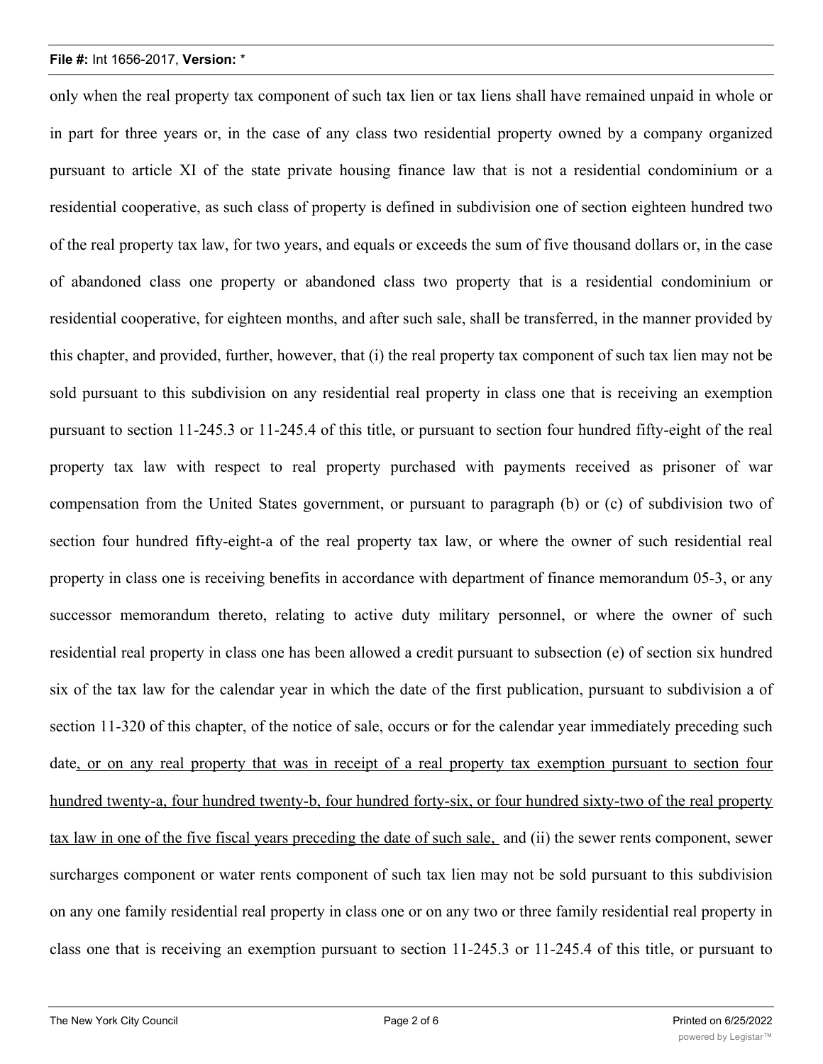only when the real property tax component of such tax lien or tax liens shall have remained unpaid in whole or in part for three years or, in the case of any class two residential property owned by a company organized pursuant to article XI of the state private housing finance law that is not a residential condominium or a residential cooperative, as such class of property is defined in subdivision one of section eighteen hundred two of the real property tax law, for two years, and equals or exceeds the sum of five thousand dollars or, in the case of abandoned class one property or abandoned class two property that is a residential condominium or residential cooperative, for eighteen months, and after such sale, shall be transferred, in the manner provided by this chapter, and provided, further, however, that (i) the real property tax component of such tax lien may not be sold pursuant to this subdivision on any residential real property in class one that is receiving an exemption pursuant to section 11-245.3 or 11-245.4 of this title, or pursuant to section four hundred fifty-eight of the real property tax law with respect to real property purchased with payments received as prisoner of war compensation from the United States government, or pursuant to paragraph (b) or (c) of subdivision two of section four hundred fifty-eight-a of the real property tax law, or where the owner of such residential real property in class one is receiving benefits in accordance with department of finance memorandum 05-3, or any successor memorandum thereto, relating to active duty military personnel, or where the owner of such residential real property in class one has been allowed a credit pursuant to subsection (e) of section six hundred six of the tax law for the calendar year in which the date of the first publication, pursuant to subdivision a of section 11-320 of this chapter, of the notice of sale, occurs or for the calendar year immediately preceding such date<u>, or on any real property that was in receipt of a real property tax exemption pursuant to section four hundred twenty-a, four hundred twenty-b, four hundred forty-six, or four hundred sixty-two of the real property tax law in one of the five fiscal years preceding the date of such sale,</u> and (ii) the sewer rents component, sewer surcharges component or water rents component of such tax lien may not be sold pursuant to this subdivision on any one family residential real property in class one or on any two or three family residential real property in class one that is receiving an exemption pursuant to section 11-245.3 or 11-245.4 of this title, or pursuant to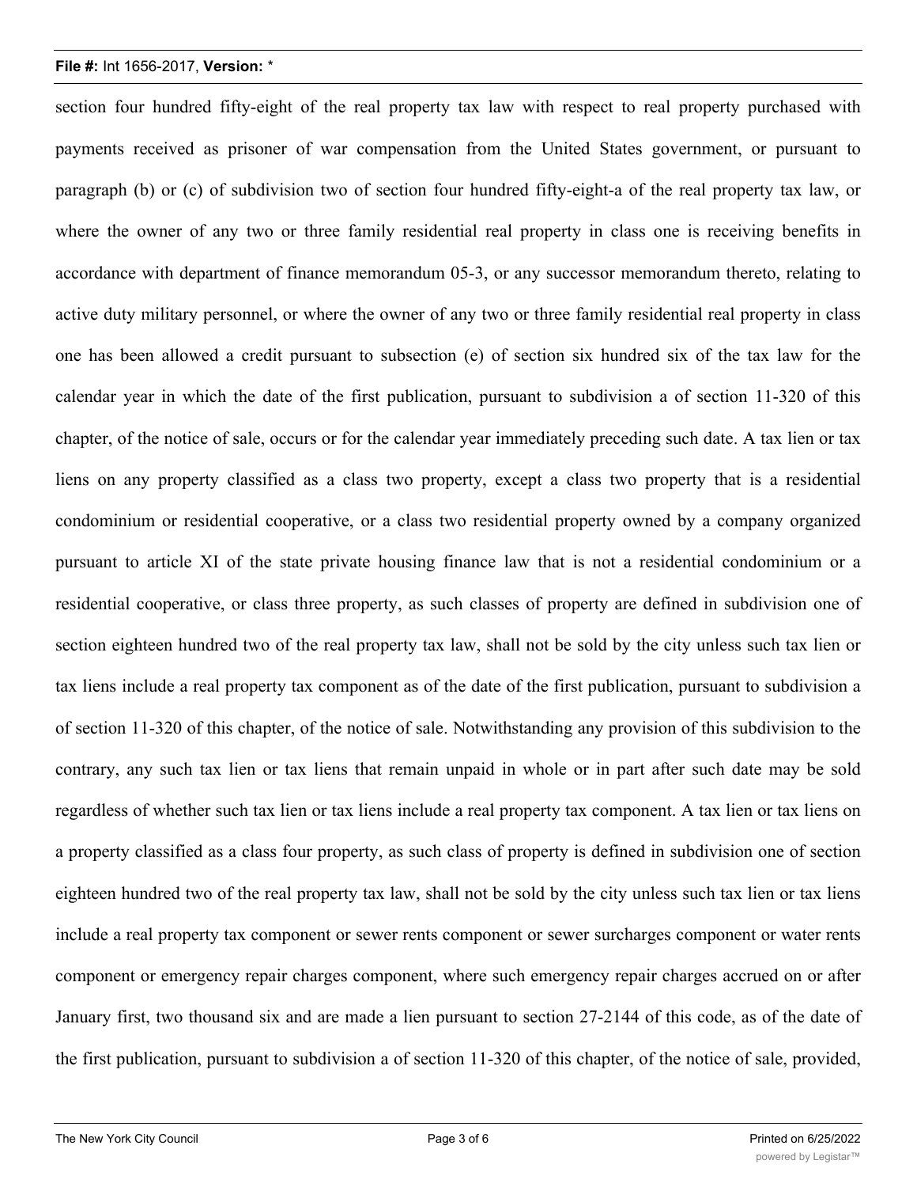section four hundred fifty-eight of the real property tax law with respect to real property purchased with payments received as prisoner of war compensation from the United States government, or pursuant to paragraph (b) or (c) of subdivision two of section four hundred fifty-eight-a of the real property tax law, or where the owner of any two or three family residential real property in class one is receiving benefits in accordance with department of finance memorandum 05-3, or any successor memorandum thereto, relating to active duty military personnel, or where the owner of any two or three family residential real property in class one has been allowed a credit pursuant to subsection (e) of section six hundred six of the tax law for the calendar year in which the date of the first publication, pursuant to subdivision a of section 11-320 of this chapter, of the notice of sale, occurs or for the calendar year immediately preceding such date. A tax lien or tax liens on any property classified as a class two property, except a class two property that is a residential condominium or residential cooperative, or a class two residential property owned by a company organized pursuant to article XI of the state private housing finance law that is not a residential condominium or a residential cooperative, or class three property, as such classes of property are defined in subdivision one of section eighteen hundred two of the real property tax law, shall not be sold by the city unless such tax lien or tax liens include a real property tax component as of the date of the first publication, pursuant to subdivision a of section 11-320 of this chapter, of the notice of sale. Notwithstanding any provision of this subdivision to the contrary, any such tax lien or tax liens that remain unpaid in whole or in part after such date may be sold regardless of whether such tax lien or tax liens include a real property tax component. A tax lien or tax liens on a property classified as a class four property, as such class of property is defined in subdivision one of section eighteen hundred two of the real property tax law, shall not be sold by the city unless such tax lien or tax liens include a real property tax component or sewer rents component or sewer surcharges component or water rents component or emergency repair charges component, where such emergency repair charges accrued on or after January first, two thousand six and are made a lien pursuant to section 27-2144 of this code, as of the date of the first publication, pursuant to subdivision a of section 11-320 of this chapter, of the notice of sale, provided,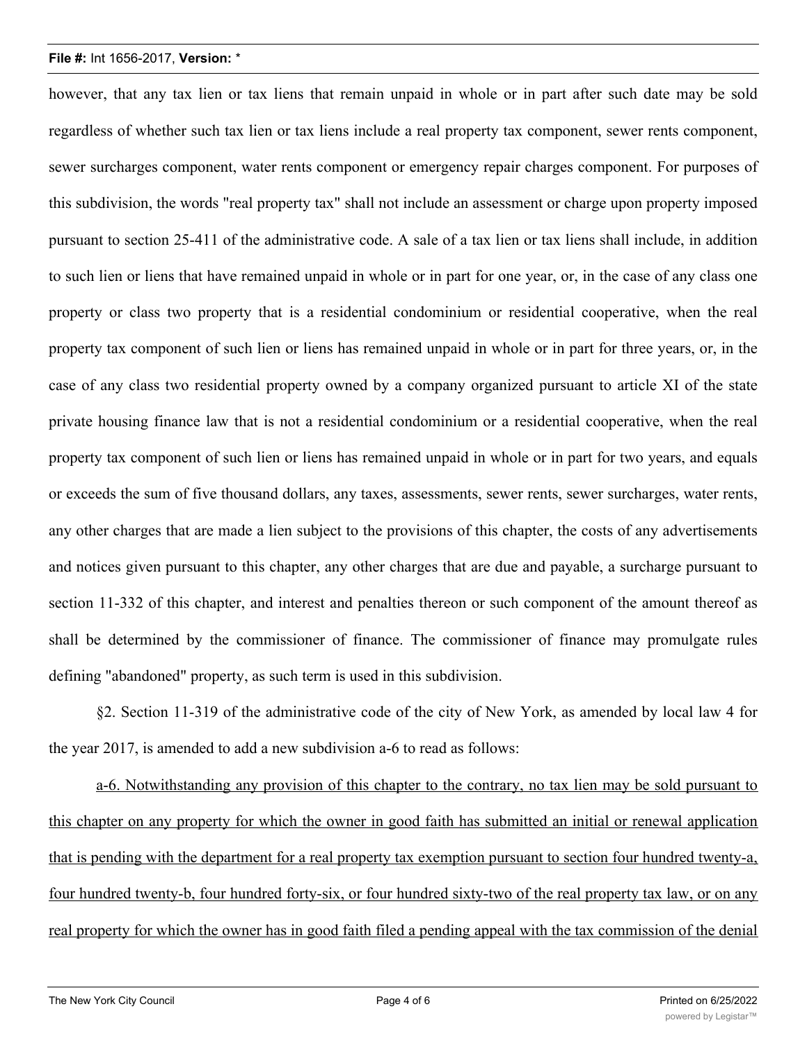however, that any tax lien or tax liens that remain unpaid in whole or in part after such date may be sold regardless of whether such tax lien or tax liens include a real property tax component, sewer rents component, sewer surcharges component, water rents component or emergency repair charges component. For purposes of this subdivision, the words "real property tax" shall not include an assessment or charge upon property imposed pursuant to section 25-411 of the administrative code. A sale of a tax lien or tax liens shall include, in addition to such lien or liens that have remained unpaid in whole or in part for one year, or, in the case of any class one property or class two property that is a residential condominium or residential cooperative, when the real property tax component of such lien or liens has remained unpaid in whole or in part for three years, or, in the case of any class two residential property owned by a company organized pursuant to article XI of the state private housing finance law that is not a residential condominium or a residential cooperative, when the real property tax component of such lien or liens has remained unpaid in whole or in part for two years, and equals or exceeds the sum of five thousand dollars, any taxes, assessments, sewer rents, sewer surcharges, water rents, any other charges that are made a lien subject to the provisions of this chapter, the costs of any advertisements and notices given pursuant to this chapter, any other charges that are due and payable, a surcharge pursuant to section 11-332 of this chapter, and interest and penalties thereon or such component of the amount thereof as shall be determined by the commissioner of finance. The commissioner of finance may promulgate rules defining "abandoned" property, as such term is used in this subdivision.

§2. Section 11-319 of the administrative code of the city of New York, as amended by local law 4 for the year 2017, is amended to add a new subdivision a-6 to read as follows:

<u>a-6. Notwithstanding any provision of this chapter to the contrary, no tax lien may be sold pursuant to this chapter on any property for which the owner in good faith has submitted an initial or renewal application that is pending with the department for a real property tax exemption pursuant to section four hundred twenty-a, four hundred twenty-b, four hundred forty-six, or four hundred sixty-two of the real property tax law, or on any real property for which the owner has in good faith filed a pending appeal with the tax commission of the denial</u>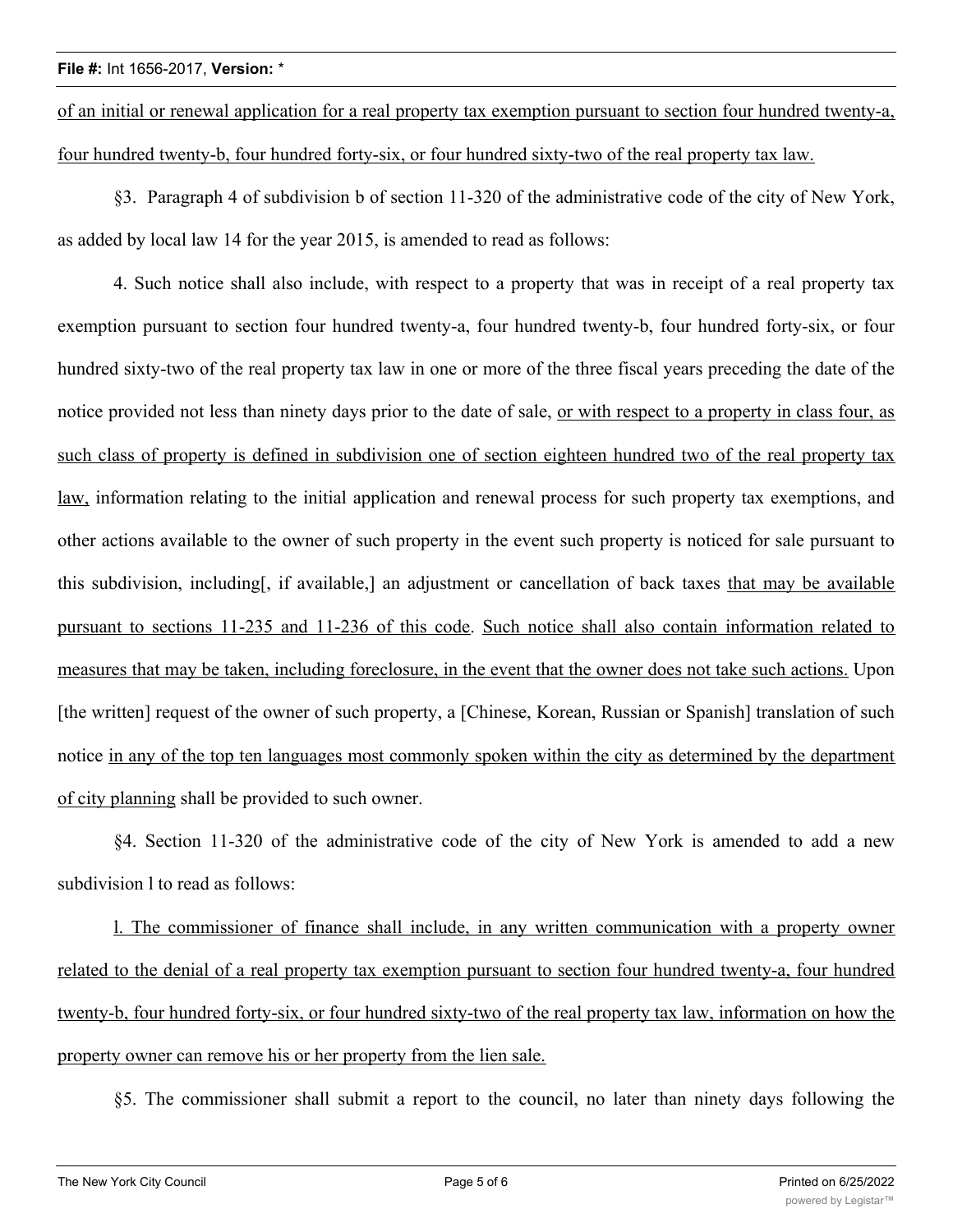of an initial or renewal application for a real property tax exemption pursuant to section four hundred twenty-a, four hundred twenty-b, four hundred forty-six, or four hundred sixty-two of the real property tax law.

§3. Paragraph 4 of subdivision b of section 11-320 of the administrative code of the city of New York, as added by local law 14 for the year 2015, is amended to read as follows:

4. Such notice shall also include, with respect to a property that was in receipt of a real property tax exemption pursuant to section four hundred twenty-a, four hundred twenty-b, four hundred forty-six, or four hundred sixty-two of the real property tax law in one or more of the three fiscal years preceding the date of the notice provided not less than ninety days prior to the date of sale, or with respect to a property in class four, as such class of property is defined in subdivision one of section eighteen hundred two of the real property tax law, information relating to the initial application and renewal process for such property tax exemptions, and other actions available to the owner of such property in the event such property is noticed for sale pursuant to this subdivision, including[, if available,] an adjustment or cancellation of back taxes that may be available pursuant to sections 11-235 and 11-236 of this code. Such notice shall also contain information related to measures that may be taken, including foreclosure, in the event that the owner does not take such actions. Upon [the written] request of the owner of such property, a [Chinese, Korean, Russian or Spanish] translation of such notice in any of the top ten languages most commonly spoken within the city as determined by the department of city planning shall be provided to such owner.

§4. Section 11-320 of the administrative code of the city of New York is amended to add a new subdivision l to read as follows:

l. The commissioner of finance shall include, in any written communication with a property owner related to the denial of a real property tax exemption pursuant to section four hundred twenty-a, four hundred twenty-b, four hundred forty-six, or four hundred sixty-two of the real property tax law, information on how the property owner can remove his or her property from the lien sale.

§5. The commissioner shall submit a report to the council, no later than ninety days following the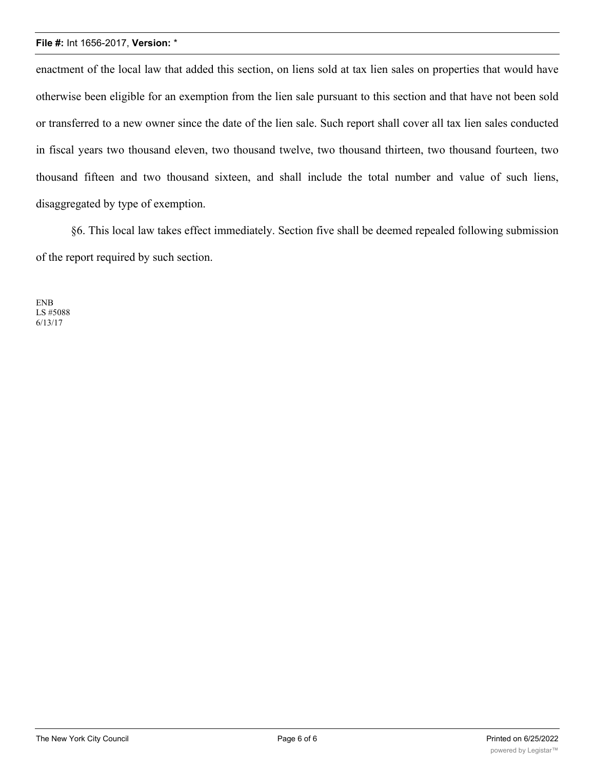enactment of the local law that added this section, on liens sold at tax lien sales on properties that would have otherwise been eligible for an exemption from the lien sale pursuant to this section and that have not been sold or transferred to a new owner since the date of the lien sale. Such report shall cover all tax lien sales conducted in fiscal years two thousand eleven, two thousand twelve, two thousand thirteen, two thousand fourteen, two thousand fifteen and two thousand sixteen, and shall include the total number and value of such liens, disaggregated by type of exemption.

§6. This local law takes effect immediately. Section five shall be deemed repealed following submission of the report required by such section.

ENB
LS #5088
6/13/17